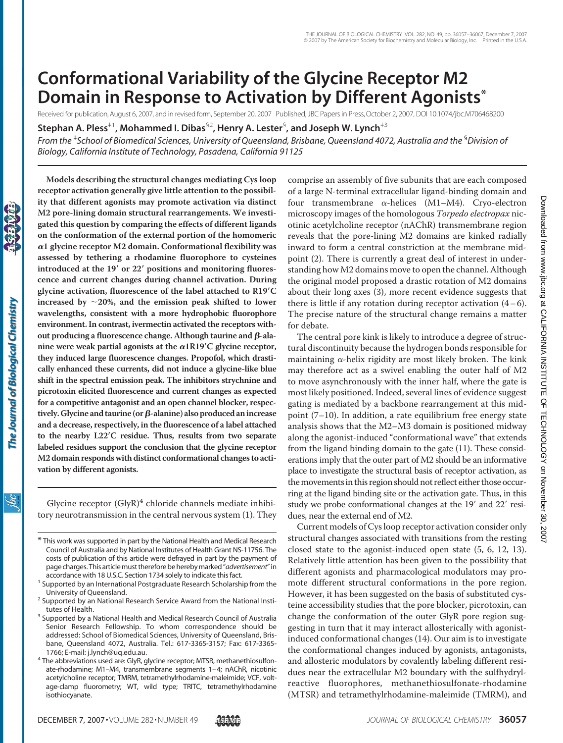# Conformational Variability of the Glycine Receptor M2 Domain in Response to Activation by Different Agonists*

Received for publication, August 6, 2007, and in revised form, September 20, 2007 Published, JBC Papers in Press, October 2, 2007, DOI 10.1074/jbc.M706468200

**Stephan A. Pless[‡1], Mohammed I. Dibas[§2], Henry A. Lester[§], and Joseph W. Lynch[‡3]**

*From the [‡]School of Biomedical Sciences, University of Queensland, Brisbane, Queensland 4072, Australia and the [§]Division of Biology, California Institute of Technology, Pasadena, California 91125*

**Models describing the structural changes mediating Cys loop receptor activation generally give little attention to the possibility that different agonists may promote activation via distinct M2 pore-lining domain structural rearrangements. We investigated this question by comparing the effects of different ligands on the conformation of the external portion of the homomeric α1 glycine receptor M2 domain. Conformational flexibility was assessed by tethering a rhodamine fluorophore to cysteines introduced at the 19′ or 22′ positions and monitoring fluorescence and current changes during channel activation. During glycine activation, fluorescence of the label attached to R19′C increased by ~20%, and the emission peak shifted to lower wavelengths, consistent with a more hydrophobic fluorophore environment. In contrast, ivermectin activated the receptors without producing a fluorescence change. Although taurine and β-alanine were weak partial agonists at the α1R19′C glycine receptor, they induced large fluorescence changes. Propofol, which drastically enhanced these currents, did not induce a glycine-like blue shift in the spectral emission peak. The inhibitors strychnine and picrotoxin elicited fluorescence and current changes as expected for a competitive antagonist and an open channel blocker, respectively. Glycine and taurine (or β-alanine) also produced an increase and a decrease, respectively, in the fluorescence of a label attached to the nearby L22′C residue. Thus, results from two separate labeled residues support the conclusion that the glycine receptor M2 domain responds with distinct conformational changes to activation by different agonists.**

Glycine receptor (GlyR)[4] chloride channels mediate inhibitory neurotransmission in the central nervous system (1). They comprise an assembly of five subunits that are each composed of a large N-terminal extracellular ligand-binding domain and four transmembrane α-helices (M1–M4). Cryo-electron microscopy images of the homologous *Torpedo electropax* nicotinic acetylcholine receptor (nAChR) transmembrane region reveals that the pore-lining M2 domains are kinked radially inward to form a central constriction at the membrane midpoint (2). There is currently a great deal of interest in understanding how M2 domains move to open the channel. Although the original model proposed a drastic rotation of M2 domains about their long axes (3), more recent evidence suggests that there is little if any rotation during receptor activation (4–6). The precise nature of the structural change remains a matter for debate.

The central pore kink is likely to introduce a degree of structural discontinuity because the hydrogen bonds responsible for maintaining α-helix rigidity are most likely broken. The kink may therefore act as a swivel enabling the outer half of M2 to move asynchronously with the inner half, where the gate is most likely positioned. Indeed, several lines of evidence suggest gating is mediated by a backbone rearrangement at this midpoint (7–10). In addition, a rate equilibrium free energy state analysis shows that the M2–M3 domain is positioned midway along the agonist-induced "conformational wave" that extends from the ligand binding domain to the gate (11). These considerations imply that the outer part of M2 should be an informative place to investigate the structural basis of receptor activation, as the movements in this region should not reflect either those occurring at the ligand binding site or the activation gate. Thus, in this study we probe conformational changes at the 19′ and 22′ residues, near the external end of M2.

Current models of Cys loop receptor activation consider only structural changes associated with transitions from the resting closed state to the agonist-induced open state (5, 6, 12, 13). Relatively little attention has been given to the possibility that different agonists and pharmacological modulators may promote different structural conformations in the pore region. However, it has been suggested on the basis of substituted cysteine accessibility studies that the pore blocker, picrotoxin, can change the conformation of the outer GlyR pore region suggesting in turn that it may interact allosterically with agonist-induced conformational changes (14). Our aim is to investigate the conformational changes induced by agonists, antagonists, and allosteric modulators by covalently labeling different residues near the extracellular M2 boundary with the sulfhydryl-reactive fluorophores, methanethiosulfonate-rhodamine (MTSR) and tetramethylrhodamine-maleimide (TMRM), and

---

* This work was supported in part by the National Health and Medical Research Council of Australia and by National Institutes of Health Grant NS-11756. The costs of publication of this article were defrayed in part by the payment of page charges. This article must therefore be hereby marked "*advertisement*" in accordance with 18 U.S.C. Section 1734 solely to indicate this fact.

[1] Supported by an International Postgraduate Research Scholarship from the University of Queensland.

[2] Supported by an National Research Service Award from the National Institutes of Health.

[3] Supported by a National Health and Medical Research Council of Australia Senior Research Fellowship. To whom correspondence should be addressed: School of Biomedical Sciences, University of Queensland, Brisbane, Queensland 4072, Australia. Tel.: 617-3365-3157; Fax: 617-3365-1766; E-mail: j.lynch@uq.edu.au.

[4] The abbreviations used are: GlyR, glycine receptor; MTSR, methanethiosulfonate-rhodamine; M1–M4, transmembrane segments 1–4; nAChR, nicotinic acetylcholine receptor; TMRM, tetramethylrhodamine-maleimide; VCF, voltage-clamp fluorometry; WT, wild type; TRITC, tetramethylrhodamine isothiocyanate.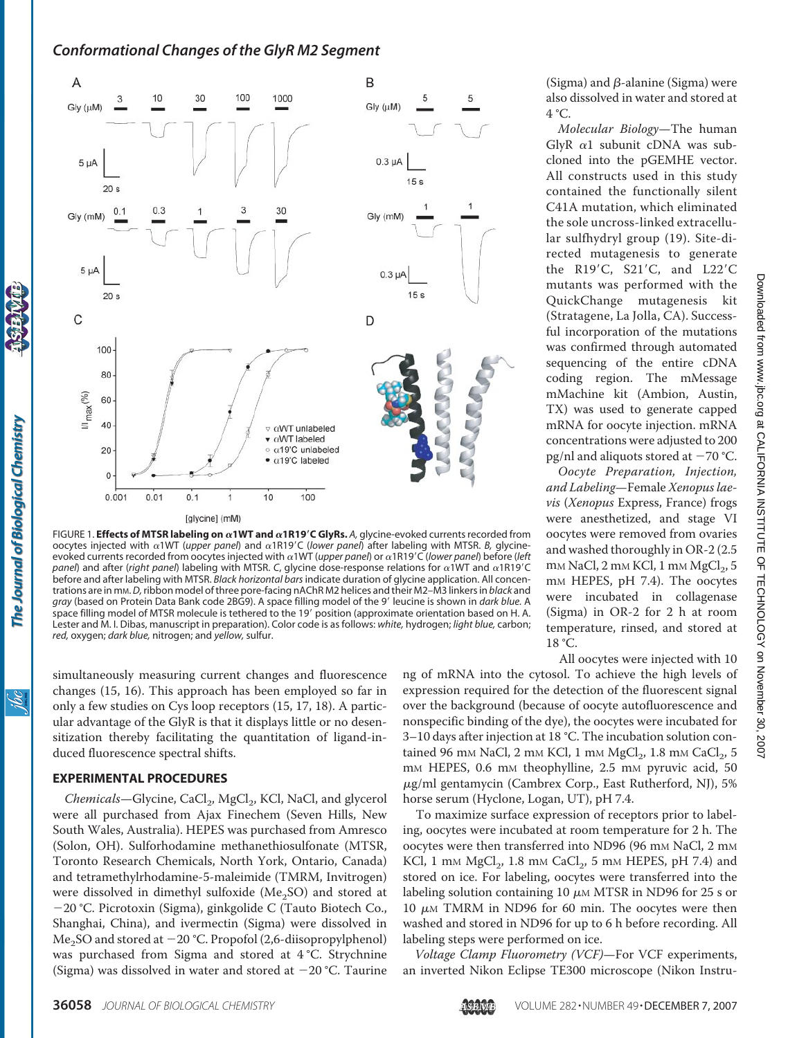FIGURE 1. **Effects of MTSR labeling on α1WT and α1R19′C GlyRs.** *A*, glycine-evoked currents recorded from oocytes injected with α1WT (*upper panel*) and α1R19′C (*lower panel*) after labeling with MTSR. *B*, glycine-evoked currents recorded from oocytes injected with α1WT (*upper panel*) or α1R19′C (*lower panel*) before (*left panel*) and after (*right panel*) labeling with MTSR. *C*, glycine dose-response relations for α1WT and α1R19′C before and after labeling with MTSR. *Black horizontal bars* indicate duration of glycine application. All concentrations are in mM. *D*, ribbon model of three pore-facing nAChR M2 helices and their M2–M3 linkers in *black* and *gray* (based on Protein Data Bank code 2BG9). A space filling model of the 9′ leucine is shown in *dark blue*. A space filling model of MTSR molecule is tethered to the 19′ position (approximate orientation based on H. A. Lester and M. I. Dibas, manuscript in preparation). Color code is as follows: *white*, hydrogen; *light blue*, carbon; *red*, oxygen; *dark blue*, nitrogen; and *yellow*, sulfur.

simultaneously measuring current changes and fluorescence changes (15, 16). This approach has been employed so far in only a few studies on Cys loop receptors (15, 17, 18). A particular advantage of the GlyR is that it displays little or no desensitization thereby facilitating the quantitation of ligand-induced fluorescence spectral shifts.

## EXPERIMENTAL PROCEDURES

*Chemicals*—Glycine, $CaCl_2$, $MgCl_2$, KCl, NaCl, and glycerol were all purchased from Ajax Finechem (Seven Hills, New South Wales, Australia). HEPES was purchased from Amresco (Solon, OH). Sulforhodamine methanethiosulfonate (MTSR, Toronto Research Chemicals, North York, Ontario, Canada) and tetramethylrhodamine-5-maleimide (TMRM, Invitrogen) were dissolved in dimethyl sulfoxide ($Me_2SO$) and stored at −20 °C. Picrotoxin (Sigma), ginkgolide C (Tauto Biotech Co., Shanghai, China), and ivermectin (Sigma) were dissolved in $Me_2SO$ and stored at −20 °C. Propofol (2,6-diisopropylphenol) was purchased from Sigma and stored at 4 °C. Strychnine (Sigma) was dissolved in water and stored at −20 °C. Taurine (Sigma) and β-alanine (Sigma) were also dissolved in water and stored at 4 °C.

*Molecular Biology*—The human GlyR α1 subunit cDNA was subcloned into the pGEMHE vector. All constructs used in this study contained the functionally silent C41A mutation, which eliminated the sole uncross-linked extracellular sulfhydryl group (19). Site-directed mutagenesis to generate the R19′C, S21′C, and L22′C mutants was performed with the QuickChange mutagenesis kit (Stratagene, La Jolla, CA). Successful incorporation of the mutations was confirmed through automated sequencing of the entire cDNA coding region. The mMessage mMachine kit (Ambion, Austin, TX) was used to generate capped mRNA for oocyte injection. mRNA concentrations were adjusted to 200 pg/nl and aliquots stored at −70 °C.

*Oocyte Preparation, Injection, and Labeling*—Female *Xenopus laevis* (*Xenopus* Express, France) frogs were anesthetized, and stage VI oocytes were removed from ovaries and washed thoroughly in OR-2 (2.5 mM NaCl, 2 mM KCl, 1 mM $MgCl_2$, 5 mM HEPES, pH 7.4). The oocytes were incubated in collagenase (Sigma) in OR-2 for 2 h at room temperature, rinsed, and stored at 18 °C.

All oocytes were injected with 10 ng of mRNA into the cytosol. To achieve the high levels of expression required for the detection of the fluorescent signal over the background (because of oocyte autofluorescence and nonspecific binding of the dye), the oocytes were incubated for 3–10 days after injection at 18 °C. The incubation solution contained 96 mM NaCl, 2 mM KCl, 1 mM $MgCl_2$, 1.8 mM $CaCl_2$, 5 mM HEPES, 0.6 mM theophylline, 2.5 mM pyruvic acid, 50 μg/ml gentamycin (Cambrex Corp., East Rutherford, NJ), 5% horse serum (Hyclone, Logan, UT), pH 7.4.

To maximize surface expression of receptors prior to labeling, oocytes were incubated at room temperature for 2 h. The oocytes were then transferred into ND96 (96 mM NaCl, 2 mM KCl, 1 mM $MgCl_2$, 1.8 mM $CaCl_2$, 5 mM HEPES, pH 7.4) and stored on ice. For labeling, oocytes were transferred into the labeling solution containing 10 μM MTSR in ND96 for 25 s or 10 μM TMRM in ND96 for 60 min. The oocytes were then washed and stored in ND96 for up to 6 h before recording. All labeling steps were performed on ice.

*Voltage Clamp Fluorometry (VCF)*—For VCF experiments, an inverted Nikon Eclipse TE300 microscope (Nikon Instru-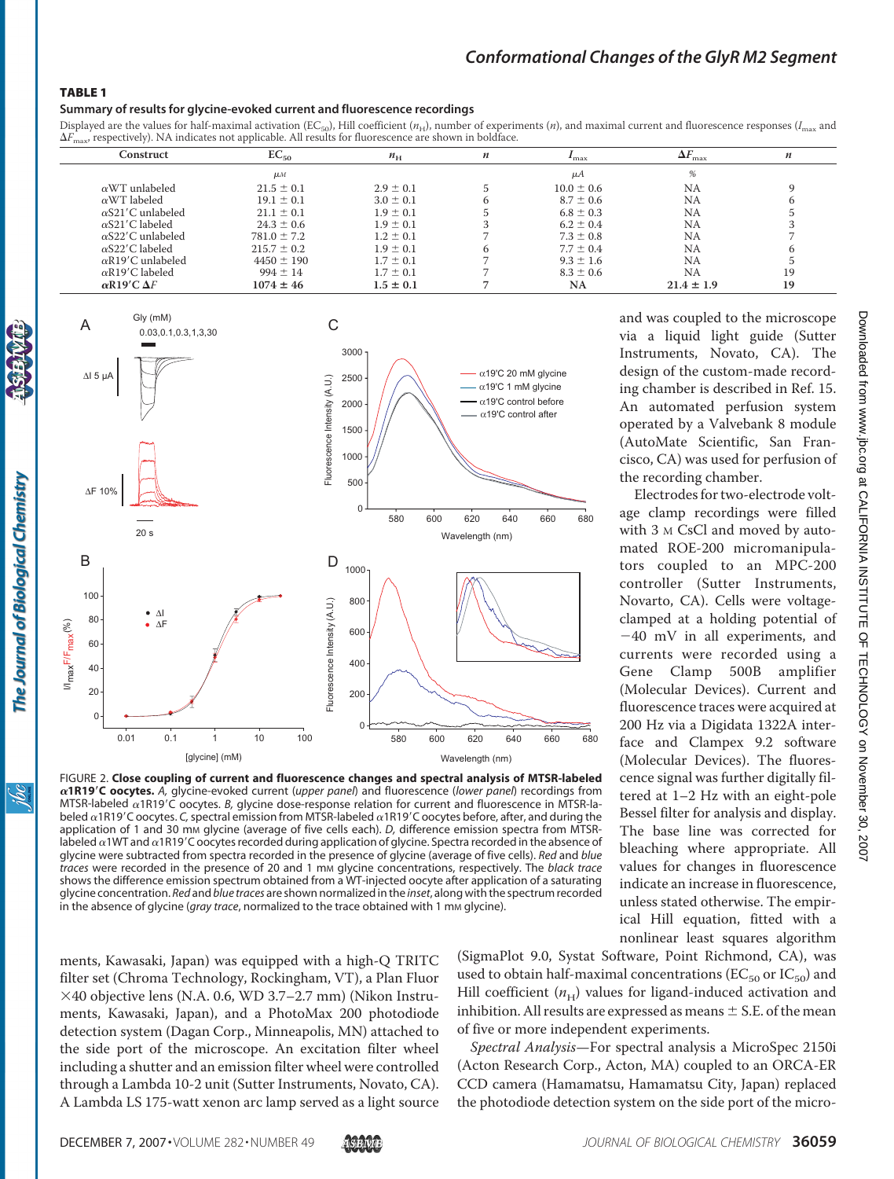**TABLE 1**

**Summary of results for glycine-evoked current and fluorescence recordings**

Displayed are the values for half-maximal activation ($EC_{50}$), Hill coefficient ($n_H$), number of experiments ($n$), and maximal current and fluorescence responses ($I_{max}$ and $\Delta F_{max}$, respectively). NA indicates not applicable. All results for fluorescence are shown in boldface.

| Construct | $EC_{50}$ | $n_H$ | $n$ | $I_{max}$ | $\Delta F_{max}$ | $n$ |
|---|---|---|---|---|---|---|
| | $\mu M$ | | | $\mu A$ | % | |
| αWT unlabeled | 21.5 ± 0.1 | 2.9 ± 0.1 | 5 | 10.0 ± 0.6 | NA | 9 |
| αWT labeled | 19.1 ± 0.1 | 3.0 ± 0.1 | 6 | 8.7 ± 0.6 | NA | 6 |
| αS21′C unlabeled | 21.1 ± 0.1 | 1.9 ± 0.1 | 5 | 6.8 ± 0.3 | NA | 5 |
| αS21′C labeled | 24.3 ± 0.6 | 1.9 ± 0.1 | 3 | 6.2 ± 0.4 | NA | 3 |
| αS22′C unlabeled | 781.0 ± 7.2 | 1.2 ± 0.1 | 7 | 7.3 ± 0.8 | NA | 7 |
| αS22′C labeled | 215.7 ± 0.2 | 1.9 ± 0.1 | 6 | 7.7 ± 0.4 | NA | 6 |
| αR19′C unlabeled | 4450 ± 190 | 1.7 ± 0.1 | 7 | 9.3 ± 1.6 | NA | 5 |
| αR19′C labeled | 994 ± 14 | 1.7 ± 0.1 | 7 | 8.3 ± 0.6 | NA | 19 |
| **αR19′C ΔF** | **1074 ± 46** | **1.5 ± 0.1** | **7** | **NA** | **21.4 ± 1.9** | **19** |

FIGURE 2. **Close coupling of current and fluorescence changes and spectral analysis of MTSR-labeled α1R19′C oocytes.** *A,* glycine-evoked current (*upper panel*) and fluorescence (*lower panel*) recordings from MTSR-labeled α1R19′C oocytes. *B,* glycine dose-response relation for current and fluorescence in MTSR-labeled α1R19′C oocytes. *C,* spectral emission from MTSR-labeled α1R19′C oocytes before, after, and during the application of 1 and 30 mM glycine (average of five cells each). *D,* difference emission spectra from MTSR-labeled α1WT and α1R19′C oocytes recorded during application of glycine. Spectra recorded in the absence of glycine were subtracted from spectra recorded in the presence of glycine (average of five cells). *Red* and *blue traces* were recorded in the presence of 20 and 1 mM glycine concentrations, respectively. The *black trace* shows the difference emission spectrum obtained from a WT-injected oocyte after application of a saturating glycine concentration. *Red* and *blue traces* are shown normalized in the *inset*, along with the spectrum recorded in the absence of glycine (*gray trace*, normalized to the trace obtained with 1 mM glycine).

ments, Kawasaki, Japan) was equipped with a high-Q TRITC filter set (Chroma Technology, Rockingham, VT), a Plan Fluor ×40 objective lens (N.A. 0.6, WD 3.7–2.7 mm) (Nikon Instruments, Kawasaki, Japan), and a PhotoMax 200 photodiode detection system (Dagan Corp., Minneapolis, MN) attached to the side port of the microscope. An excitation filter wheel including a shutter and an emission filter wheel were controlled through a Lambda 10-2 unit (Sutter Instruments, Novato, CA). A Lambda LS 175-watt xenon arc lamp served as a light source and was coupled to the microscope via a liquid light guide (Sutter Instruments, Novato, CA). The design of the custom-made recording chamber is described in Ref. 15. An automated perfusion system operated by a Valvebank 8 module (AutoMate Scientific, San Francisco, CA) was used for perfusion of the recording chamber.

Electrodes for two-electrode voltage clamp recordings were filled with 3 M CsCl and moved by automated ROE-200 micromanipulators coupled to an MPC-200 controller (Sutter Instruments, Novato, CA). Cells were voltage-clamped at a holding potential of −40 mV in all experiments, and currents were recorded using a Gene Clamp 500B amplifier (Molecular Devices). Current and fluorescence traces were acquired at 200 Hz via a Digidata 1322A interface and Clampex 9.2 software (Molecular Devices). The fluorescence signal was further digitally filtered at 1–2 Hz with an eight-pole Bessel filter for analysis and display. The base line was corrected for bleaching where appropriate. All values for changes in fluorescence indicate an increase in fluorescence, unless stated otherwise. The empirical Hill equation, fitted with a nonlinear least squares algorithm (SigmaPlot 9.0, Systat Software, Point Richmond, CA), was used to obtain half-maximal concentrations ($EC_{50}$ or $IC_{50}$) and Hill coefficient ($n_H$) values for ligand-induced activation and inhibition. All results are expressed as means ± S.E. of the mean of five or more independent experiments.

*Spectral Analysis*—For spectral analysis a MicroSpec 2150i (Acton Research Corp., Acton, MA) coupled to an ORCA-ER CCD camera (Hamamatsu, Hamamatsu City, Japan) replaced the photodiode detection system on the side port of the micro-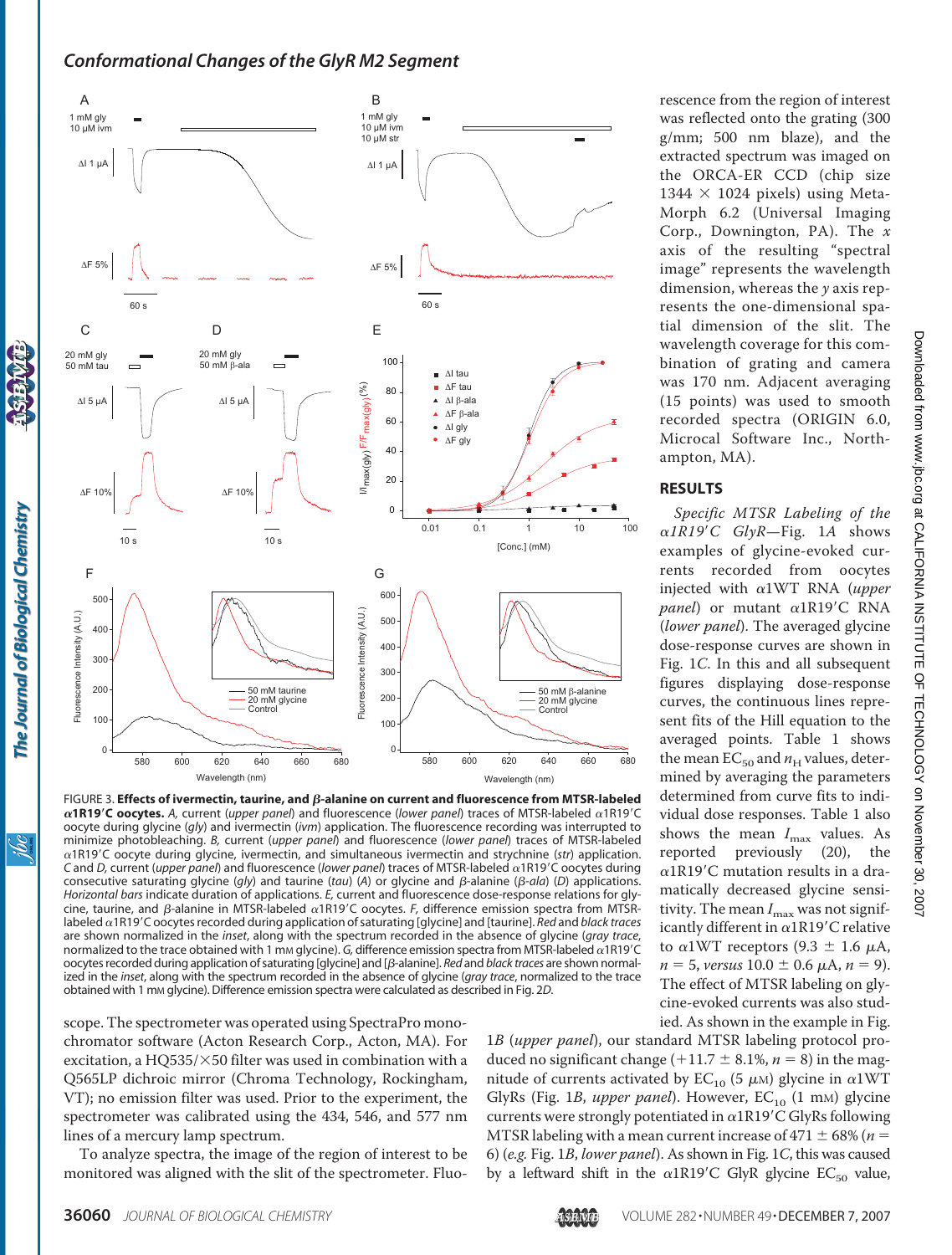FIGURE 3. **Effects of ivermectin, taurine, and β-alanine on current and fluorescence from MTSR-labeled α1R19′C oocytes.** *A*, current (*upper panel*) and fluorescence (*lower panel*) traces of MTSR-labeled α1R19′C oocyte during glycine (*gly*) and ivermectin (*ivm*) application. The fluorescence recording was interrupted to minimize photobleaching. *B*, current (*upper panel*) and fluorescence (*lower panel*) traces of MTSR-labeled α1R19′C oocyte during glycine, ivermectin, and simultaneous ivermectin and strychnine (*str*) application. *C* and *D*, current (*upper panel*) and fluorescence (*lower panel*) traces of MTSR-labeled α1R19′C oocytes during consecutive saturating glycine (*gly*) and taurine (*tau*) (*A*) or glycine and β-alanine (*β-ala*) (*D*) applications. *Horizontal bars* indicate duration of applications. *E*, current and fluorescence dose-response relations for glycine, taurine, and β-alanine in MTSR-labeled α1R19′C oocytes. *F*, difference emission spectra from MTSR-labeled α1R19′C oocytes recorded during application of saturating [glycine] and [taurine]. *Red* and *black traces* are shown normalized in the *inset*, along with the spectrum recorded in the absence of glycine (*gray trace*, normalized to the trace obtained with 1 mM glycine). *G*, difference emission spectra from MTSR-labeled α1R19′C oocytes recorded during application of saturating [glycine] and [β-alanine]. *Red* and *black traces* are shown normalized in the *inset*, along with the spectrum recorded in the absence of glycine (*gray trace*, normalized to the trace obtained with 1 mM glycine). Difference emission spectra were calculated as described in Fig. 2*D*.

scope. The spectrometer was operated using SpectraPro monochromator software (Acton Research Corp., Acton, MA). For excitation, a HQ535/×50 filter was used in combination with a Q565LP dichroic mirror (Chroma Technology, Rockingham, VT); no emission filter was used. Prior to the experiment, the spectrometer was calibrated using the 434, 546, and 577 nm lines of a mercury lamp spectrum.

To analyze spectra, the image of the region of interest to be monitored was aligned with the slit of the spectrometer. Fluorescence from the region of interest was reflected onto the grating (300 g/mm; 500 nm blaze), and the extracted spectrum was imaged on the ORCA-ER CCD (chip size 1344 × 1024 pixels) using MetaMorph 6.2 (Universal Imaging Corp., Downington, PA). The *x* axis of the resulting "spectral image" represents the wavelength dimension, whereas the *y* axis represents the one-dimensional spatial dimension of the slit. The wavelength coverage for this combination of grating and camera was 170 nm. Adjacent averaging (15 points) was used to smooth recorded spectra (ORIGIN 6.0, Microcal Software Inc., Northampton, MA).

## RESULTS

*Specific MTSR Labeling of the α1R19′C GlyR*—Fig. 1*A* shows examples of glycine-evoked currents recorded from oocytes injected with α1WT RNA (*upper panel*) or mutant α1R19′C RNA (*lower panel*). The averaged glycine dose-response curves are shown in Fig. 1*C*. In this and all subsequent figures displaying dose-response curves, the continuous lines represent fits of the Hill equation to the averaged points. Table 1 shows the mean $EC_{50}$ and $n_H$ values, determined by averaging the parameters determined from curve fits to individual dose responses. Table 1 also shows the mean $I_{max}$ values. As reported previously (20), the α1R19′C mutation results in a dramatically decreased glycine sensitivity. The mean $I_{max}$ was not significantly different in α1R19′C relative to α1WT receptors (9.3 ± 1.6 μA, *n* = 5, *versus* 10.0 ± 0.6 μA, *n* = 9). The effect of MTSR labeling on glycine-evoked currents was also studied. As shown in the example in Fig. 1*B* (*upper panel*), our standard MTSR labeling protocol produced no significant change (+11.7 ± 8.1%, *n* = 8) in the magnitude of currents activated by $EC_{10}$ (5 μM) glycine in α1WT GlyRs (Fig. 1*B*, *upper panel*). However, $EC_{10}$ (1 mM) glycine currents were strongly potentiated in α1R19′C GlyRs following MTSR labeling with a mean current increase of 471 ± 68% (*n* = 6) (*e.g.* Fig. 1*B*, *lower panel*). As shown in Fig. 1*C*, this was caused by a leftward shift in the α1R19′C GlyR glycine $EC_{50}$ value,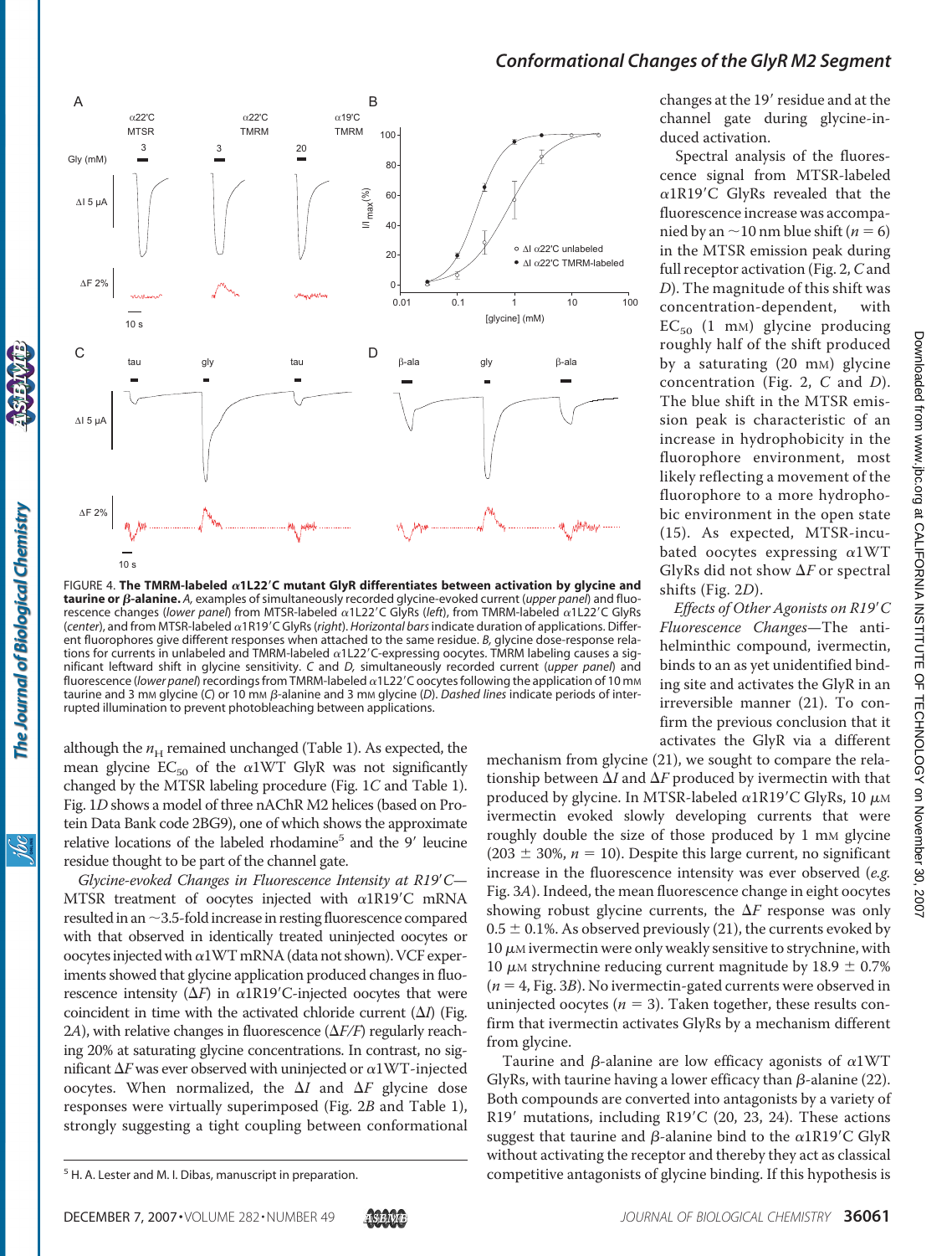FIGURE 4. **The TMRM-labeled α1L22′C mutant GlyR differentiates between activation by glycine and taurine or β-alanine.** *A*, examples of simultaneously recorded glycine-evoked current (*upper panel*) and fluorescence changes (*lower panel*) from MTSR-labeled α1L22′C GlyRs (*left*), from TMRM-labeled α1L22′C GlyRs (*center*), and from MTSR-labeled α1R19′C GlyRs (*right*). *Horizontal bars* indicate duration of applications. Different fluorophores give different responses when attached to the same residue. *B*, glycine dose-response relations for currents in unlabeled and TMRM-labeled α1L22′C-expressing oocytes. TMRM labeling causes a significant leftward shift in glycine sensitivity. *C* and *D*, simultaneously recorded current (*upper panel*) and fluorescence (*lower panel*) recordings from TMRM-labeled α1L22′C oocytes following the application of 10 mM taurine and 3 mM glycine (*C*) or 10 mM β-alanine and 3 mM glycine (*D*). *Dashed lines* indicate periods of interrupted illumination to prevent photobleaching between applications.

although the $n_H$ remained unchanged (Table 1). As expected, the mean glycine $EC_{50}$ of the α1WT GlyR was not significantly changed by the MTSR labeling procedure (Fig. 1*C* and Table 1). Fig. 1*D* shows a model of three nAChR M2 helices (based on Protein Data Bank code 2BG9), one of which shows the approximate relative locations of the labeled rhodamine[5] and the 9′ leucine residue thought to be part of the channel gate.

*Glycine-evoked Changes in Fluorescence Intensity at R19′C*—MTSR treatment of oocytes injected with α1R19′C mRNA resulted in an ~3.5-fold increase in resting fluorescence compared with that observed in identically treated uninjected oocytes or oocytes injected with α1WT mRNA (data not shown). VCF experiments showed that glycine application produced changes in fluorescence intensity (Δ*F*) in α1R19′C-injected oocytes that were coincident in time with the activated chloride current (Δ*I*) (Fig. 2*A*), with relative changes in fluorescence (Δ*F/F*) regularly reaching 20% at saturating glycine concentrations. In contrast, no significant Δ*F* was ever observed with uninjected or α1WT-injected oocytes. When normalized, the Δ*I* and Δ*F* glycine dose responses were virtually superimposed (Fig. 2*B* and Table 1), strongly suggesting a tight coupling between conformational changes at the 19′ residue and at the channel gate during glycine-induced activation.

Spectral analysis of the fluorescence signal from MTSR-labeled α1R19′C GlyRs revealed that the fluorescence increase was accompanied by an ~10 nm blue shift ($n = 6$) in the MTSR emission peak during full receptor activation (Fig. 2, *C* and *D*). The magnitude of this shift was concentration-dependent, with $EC_{50}$ (1 mM) glycine producing roughly half of the shift produced by a saturating (20 mM) glycine concentration (Fig. 2, *C* and *D*). The blue shift in the MTSR emission peak is characteristic of an increase in hydrophobicity in the fluorophore environment, most likely reflecting a movement of the fluorophore to a more hydrophobic environment in the open state (15). As expected, MTSR-incubated oocytes expressing α1WT GlyRs did not show Δ*F* or spectral shifts (Fig. 2*D*).

*Effects of Other Agonists on R19′C Fluorescence Changes*—The anti-helminthic compound, ivermectin, binds to an as yet unidentified binding site and activates the GlyR in an irreversible manner (21). To confirm the previous conclusion that it activates the GlyR via a different mechanism from glycine (21), we sought to compare the relationship between Δ*I* and Δ*F* produced by ivermectin with that produced by glycine. In MTSR-labeled α1R19′C GlyRs, 10 μM ivermectin evoked slowly developing currents that were roughly double the size of those produced by 1 mM glycine (203 ± 30%, $n = 10$). Despite this large current, no significant increase in the fluorescence intensity was ever observed (*e.g.* Fig. 3*A*). Indeed, the mean fluorescence change in eight oocytes showing robust glycine currents, the Δ*F* response was only 0.5 ± 0.1%. As observed previously (21), the currents evoked by 10 μM ivermectin were only weakly sensitive to strychnine, with 10 μM strychnine reducing current magnitude by 18.9 ± 0.7% ($n = 4$, Fig. 3*B*). No ivermectin-gated currents were observed in uninjected oocytes ($n = 3$). Taken together, these results confirm that ivermectin activates GlyRs by a mechanism different from glycine.

Taurine and β-alanine are low efficacy agonists of α1WT GlyRs, with taurine having a lower efficacy than β-alanine (22). Both compounds are converted into antagonists by a variety of R19′ mutations, including R19′C (20, 23, 24). These actions suggest that taurine and β-alanine bind to the α1R19′C GlyR without activating the receptor and thereby they act as classical competitive antagonists of glycine binding. If this hypothesis is

[5] H. A. Lester and M. I. Dibas, manuscript in preparation.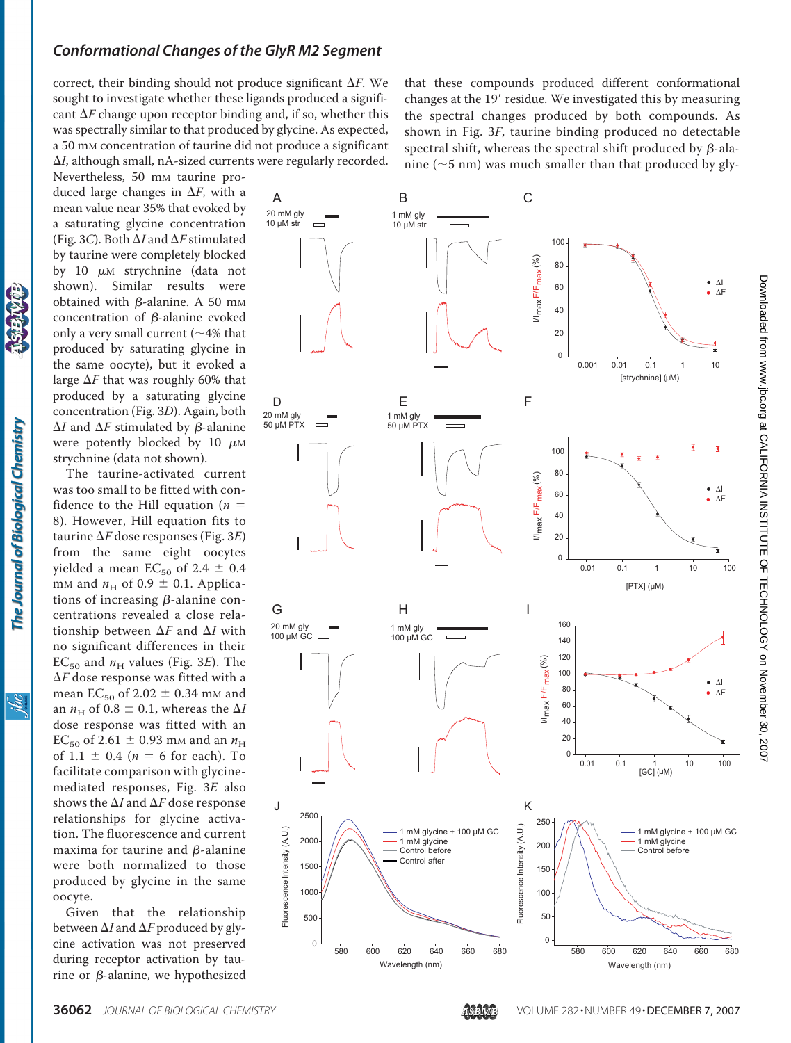correct, their binding should not produce significant $\Delta F$. We sought to investigate whether these ligands produced a significant $\Delta F$ change upon receptor binding and, if so, whether this was spectrally similar to that produced by glycine. As expected, a 50 mM concentration of taurine did not produce a significant $\Delta I$, although small, nA-sized currents were regularly recorded. Nevertheless, 50 mM taurine produced large changes in $\Delta F$, with a mean value near 35% that evoked by a saturating glycine concentration (Fig. 3C). Both $\Delta I$ and $\Delta F$ stimulated by taurine were completely blocked by 10 $\mu$M strychnine (data not shown). Similar results were obtained with $\beta$-alanine. A 50 mM concentration of $\beta$-alanine evoked only a very small current (~4% that produced by saturating glycine in the same oocyte), but it evoked a large $\Delta F$ that was roughly 60% that produced by a saturating glycine concentration (Fig. 3D). Again, both $\Delta I$ and $\Delta F$ stimulated by $\beta$-alanine were potently blocked by 10 $\mu$M strychnine (data not shown).

The taurine-activated current was too small to be fitted with confidence to the Hill equation ($n = 8$). However, Hill equation fits to taurine $\Delta F$ dose responses (Fig. 3E) from the same eight oocytes yielded a mean $EC_{50}$ of 2.4 ± 0.4 mM and $n_H$ of 0.9 ± 0.1. Applications of increasing $\beta$-alanine concentrations revealed a close relationship between $\Delta F$ and $\Delta I$ with no significant differences in their $EC_{50}$ and $n_H$ values (Fig. 3E). The $\Delta F$ dose response was fitted with a mean $EC_{50}$ of 2.02 ± 0.34 mM and an $n_H$ of 0.8 ± 0.1, whereas the $\Delta I$ dose response was fitted with an $EC_{50}$ of 2.61 ± 0.93 mM and an $n_H$ of 1.1 ± 0.4 ($n = 6$ for each). To facilitate comparison with glycine-mediated responses, Fig. 3E also shows the $\Delta I$ and $\Delta F$ dose response relationships for glycine activation. The fluorescence and current maxima for taurine and $\beta$-alanine were both normalized to those produced by glycine in the same oocyte.

Given that the relationship between $\Delta I$ and $\Delta F$ produced by glycine activation was not preserved during receptor activation by taurine or $\beta$-alanine, we hypothesized that these compounds produced different conformational changes at the 19′ residue. We investigated this by measuring the spectral changes produced by both compounds. As shown in Fig. 3F, taurine binding produced no detectable spectral shift, whereas the spectral shift produced by $\beta$-alanine (~5 nm) was much smaller than that produced by gly-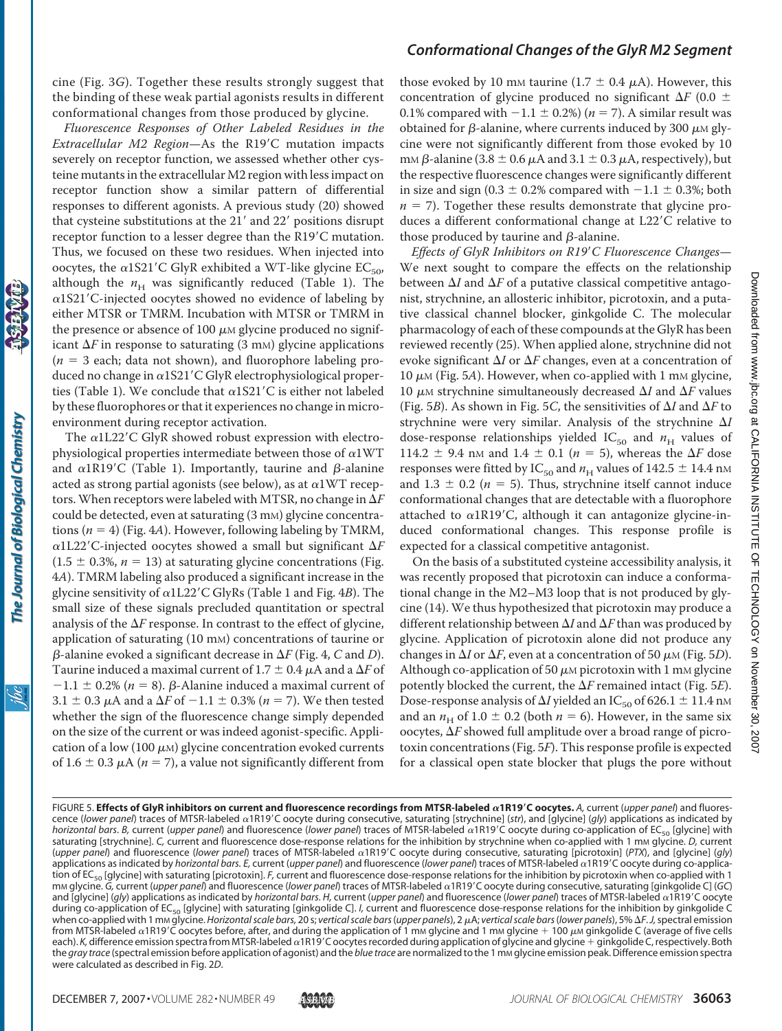cine (Fig. 3*G*). Together these results strongly suggest that the binding of these weak partial agonists results in different conformational changes from those produced by glycine.

*Fluorescence Responses of Other Labeled Residues in the Extracellular M2 Region*—As the R19′C mutation impacts severely on receptor function, we assessed whether other cysteine mutants in the extracellular M2 region with less impact on receptor function show a similar pattern of differential responses to different agonists. A previous study (20) showed that cysteine substitutions at the 21′ and 22′ positions disrupt receptor function to a lesser degree than the R19′C mutation. Thus, we focused on these two residues. When injected into oocytes, the α1S21′C GlyR exhibited a WT-like glycine $EC_{50}$, although the $n_H$ was significantly reduced (Table 1). The α1S21′C-injected oocytes showed no evidence of labeling by either MTSR or TMRM. Incubation with MTSR or TMRM in the presence or absence of 100 μM glycine produced no significant $\Delta F$ in response to saturating (3 mM) glycine applications ($n = 3$ each; data not shown), and fluorophore labeling produced no change in α1S21′C GlyR electrophysiological properties (Table 1). We conclude that α1S21′C is either not labeled by these fluorophores or that it experiences no change in microenvironment during receptor activation.

The α1L22′C GlyR showed robust expression with electrophysiological properties intermediate between those of α1WT and α1R19′C (Table 1). Importantly, taurine and β-alanine acted as strong partial agonists (see below), as at α1WT receptors. When receptors were labeled with MTSR, no change in $\Delta F$ could be detected, even at saturating (3 mM) glycine concentrations ($n = 4$) (Fig. 4*A*). However, following labeling by TMRM, α1L22′C-injected oocytes showed a small but significant $\Delta F$ (1.5 ± 0.3%, $n = 13$) at saturating glycine concentrations (Fig. 4*A*). TMRM labeling also produced a significant increase in the glycine sensitivity of α1L22′C GlyRs (Table 1 and Fig. 4*B*). The small size of these signals precluded quantitation or spectral analysis of the $\Delta F$ response. In contrast to the effect of glycine, application of saturating (10 mM) concentrations of taurine or β-alanine evoked a significant decrease in $\Delta F$ (Fig. 4, *C* and *D*). Taurine induced a maximal current of 1.7 ± 0.4 μA and a $\Delta F$ of −1.1 ± 0.2% ($n = 8$). β-Alanine induced a maximal current of 3.1 ± 0.3 μA and a $\Delta F$ of −1.1 ± 0.3% ($n = 7$). We then tested whether the sign of the fluorescence change simply depended on the size of the current or was indeed agonist-specific. Application of a low (100 μM) glycine concentration evoked currents of 1.6 ± 0.3 μA ($n = 7$), a value not significantly different from those evoked by 10 mM taurine (1.7 ± 0.4 μA). However, this concentration of glycine produced no significant $\Delta F$ (0.0 ± 0.1% compared with −1.1 ± 0.2%) ($n = 7$). A similar result was obtained for β-alanine, where currents induced by 300 μM glycine were not significantly different from those evoked by 10 mM β-alanine (3.8 ± 0.6 μA and 3.1 ± 0.3 μA, respectively), but the respective fluorescence changes were significantly different in size and sign (0.3 ± 0.2% compared with −1.1 ± 0.3%; both $n = 7$). Together these results demonstrate that glycine produces a different conformational change at L22′C relative to those produced by taurine and β-alanine.

*Effects of GlyR Inhibitors on R19′C Fluorescence Changes*—We next sought to compare the effects on the relationship between $\Delta I$ and $\Delta F$ of a putative classical competitive antagonist, strychnine, an allosteric inhibitor, picrotoxin, and a putative classical channel blocker, ginkgolide C. The molecular pharmacology of each of these compounds at the GlyR has been reviewed recently (25). When applied alone, strychnine did not evoke significant $\Delta I$ or $\Delta F$ changes, even at a concentration of 10 μM (Fig. 5*A*). However, when co-applied with 1 mM glycine, 10 μM strychnine simultaneously decreased $\Delta I$ and $\Delta F$ values (Fig. 5*B*). As shown in Fig. 5*C*, the sensitivities of $\Delta I$ and $\Delta F$ to strychnine were very similar. Analysis of the strychnine $\Delta I$ dose-response relationships yielded $IC_{50}$ and $n_H$ values of 114.2 ± 9.4 nM and 1.4 ± 0.1 ($n = 5$), whereas the $\Delta F$ dose responses were fitted by $IC_{50}$ and $n_H$ values of 142.5 ± 14.4 nM and 1.3 ± 0.2 ($n = 5$). Thus, strychnine itself cannot induce conformational changes that are detectable with a fluorophore attached to α1R19′C, although it can antagonize glycine-induced conformational changes. This response profile is expected for a classical competitive antagonist.

On the basis of a substituted cysteine accessibility analysis, it was recently proposed that picrotoxin can induce a conformational change in the M2–M3 loop that is not produced by glycine (14). We thus hypothesized that picrotoxin may produce a different relationship between $\Delta I$ and $\Delta F$ than was produced by glycine. Application of picrotoxin alone did not produce any changes in $\Delta I$ or $\Delta F$, even at a concentration of 50 μM (Fig. 5*D*). Although co-application of 50 μM picrotoxin with 1 mM glycine potently blocked the current, the $\Delta F$ remained intact (Fig. 5*E*). Dose-response analysis of $\Delta I$ yielded an $IC_{50}$ of 626.1 ± 11.4 nM and an $n_H$ of 1.0 ± 0.2 (both $n = 6$). However, in the same six oocytes, $\Delta F$ showed full amplitude over a broad range of picrotoxin concentrations (Fig. 5*F*). This response profile is expected for a classical open state blocker that plugs the pore without

FIGURE 5. **Effects of GlyR inhibitors on current and fluorescence recordings from MTSR-labeled α1R19′C oocytes.** *A*, current (*upper panel*) and fluorescence (*lower panel*) traces of MTSR-labeled α1R19′C oocyte during consecutive, saturating [strychnine] (*str*), and [glycine] (*gly*) applications as indicated by *horizontal bars*. *B*, current (*upper panel*) and fluorescence (*lower panel*) traces of MTSR-labeled α1R19′C oocyte during co-application of $EC_{50}$ [glycine] with saturating [strychnine]. *C*, current and fluorescence dose-response relations for the inhibition by strychnine when co-applied with 1 mM glycine. *D*, current (*upper panel*) and fluorescence (*lower panel*) traces of MTSR-labeled α1R19′C oocyte during consecutive, saturating [picrotoxin] (*PTX*), and [glycine] (*gly*) applications as indicated by *horizontal bars*. *E*, current (*upper panel*) and fluorescence (*lower panel*) traces of MTSR-labeled α1R19′C oocyte during co-application of $EC_{50}$ [glycine] with saturating [picrotoxin]. *F*, current and fluorescence dose-response relations for the inhibition by picrotoxin when co-applied with 1 mM glycine. *G*, current (*upper panel*) and fluorescence (*lower panel*) traces of MTSR-labeled α1R19′C oocyte during consecutive, saturating [ginkgolide C] (*GC*) and [glycine] (*gly*) applications as indicated by *horizontal bars*. *H*, current (*upper panel*) and fluorescence (*lower panel*) traces of MTSR-labeled α1R19′C oocyte during co-application of $EC_{50}$ [glycine] with saturating [ginkgolide C]. *I*, current and fluorescence dose-response relations for the inhibition by ginkgolide C when co-applied with 1 mM glycine. *Horizontal scale bars*, 20 s; *vertical scale bars* (*upper panels*), 2 μA; *vertical scale bars* (*lower panels*), 5% $\Delta F$. *J*, spectral emission from MTSR-labeled α1R19′C oocytes before, after, and during the application of 1 mM glycine and 1 mM glycine + 100 μM ginkgolide C (average of five cells each). *K*, difference emission spectra from MTSR-labeled α1R19′C oocytes recorded during application of glycine and glycine + ginkgolide C, respectively. Both the *gray trace* (spectral emission before application of agonist) and the *blue trace* are normalized to the 1 mM glycine emission peak. Difference emission spectra were calculated as described in Fig. 2*D*.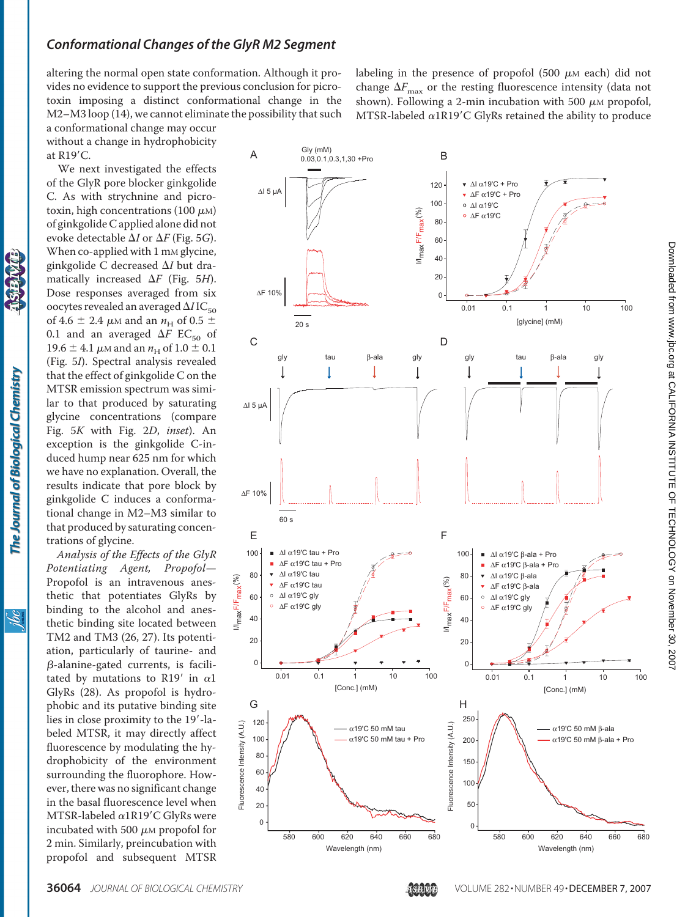altering the normal open state conformation. Although it provides no evidence to support the previous conclusion for picrotoxin imposing a distinct conformational change in the M2–M3 loop (14), we cannot eliminate the possibility that such a conformational change may occur without a change in hydrophobicity at R19′C.

We next investigated the effects of the GlyR pore blocker ginkgolide C. As with strychnine and picrotoxin, high concentrations (100 μM) of ginkgolide C applied alone did not evoke detectable $\Delta I$ or $\Delta F$ (Fig. 5*G*). When co-applied with 1 mM glycine, ginkgolide C decreased $\Delta I$ but dramatically increased $\Delta F$ (Fig. 5*H*). Dose responses averaged from six oocytes revealed an averaged $\Delta I$ $IC_{50}$ of 4.6 ± 2.4 μM and an $n_H$ of 0.5 ± 0.1 and an averaged $\Delta F$ $EC_{50}$ of 19.6 ± 4.1 μM and an $n_H$ of 1.0 ± 0.1 (Fig. 5*I*). Spectral analysis revealed that the effect of ginkgolide C on the MTSR emission spectrum was similar to that produced by saturating glycine concentrations (compare Fig. 5*K* with Fig. 2*D, inset*). An exception is the ginkgolide C-induced hump near 625 nm for which we have no explanation. Overall, the results indicate that pore block by ginkgolide C induces a conformational change in M2–M3 similar to that produced by saturating concentrations of glycine.

*Analysis of the Effects of the GlyR Potentiating Agent, Propofol*—Propofol is an intravenous anesthetic that potentiates GlyRs by binding to the alcohol and anesthetic binding site located between TM2 and TM3 (26, 27). Its potentiation, particularly of taurine- and β-alanine-gated currents, is facilitated by mutations to R19′ in α1 GlyRs (28). As propofol is hydrophobic and its putative binding site lies in close proximity to the 19′-labeled MTSR, it may directly affect fluorescence by modulating the hydrophobicity of the environment surrounding the fluorophore. However, there was no significant change in the basal fluorescence level when MTSR-labeled α1R19′C GlyRs were incubated with 500 μM propofol for 2 min. Similarly, preincubation with propofol and subsequent MTSR labeling in the presence of propofol (500 μM each) did not change $\Delta F_{max}$ or the resting fluorescence intensity (data not shown). Following a 2-min incubation with 500 μM propofol, MTSR-labeled α1R19′C GlyRs retained the ability to produce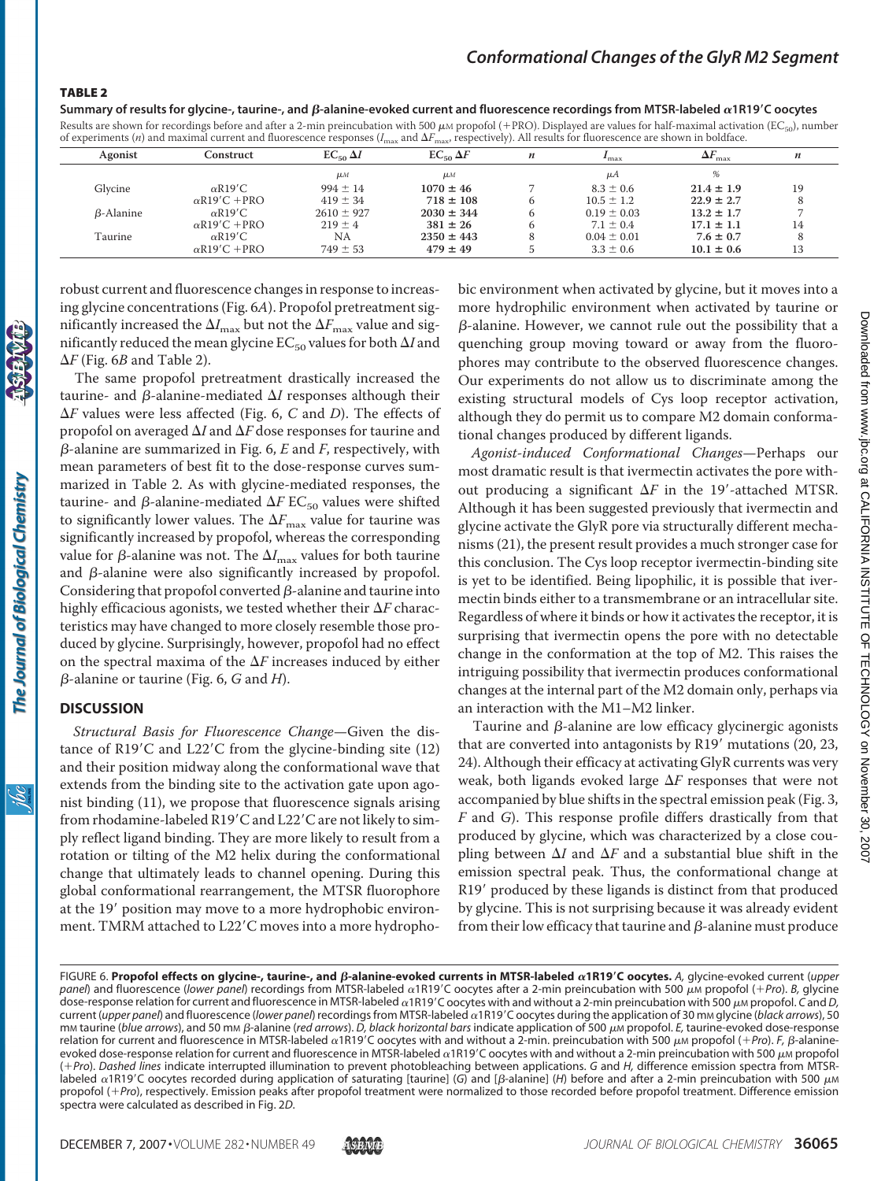**TABLE 2**

**Summary of results for glycine-, taurine-, and β-alanine-evoked current and fluorescence recordings from MTSR-labeled α1R19′C oocytes**

Results are shown for recordings before and after a 2-min preincubation with 500 μM propofol (+PRO). Displayed are values for half-maximal activation ($EC_{50}$), number of experiments (*n*) and maximal current and fluorescence responses ($I_{max}$ and $\Delta F_{max}$, respectively). All results for fluorescence are shown in boldface.

| Agonist | Construct | $EC_{50}$ $\Delta I$ | $EC_{50}$ $\Delta F$ | *n* | $I_{max}$ | $\Delta F_{max}$ | *n* |
|---|---|---|---|---|---|---|---|
| | | μM | μM | | μA | % | |
| Glycine | αR19′C | 994 ± 14 | **1070 ± 46** | 7 | 8.3 ± 0.6 | **21.4 ± 1.9** | 19 |
| | αR19′C +PRO | 419 ± 34 | **718 ± 108** | 6 | 10.5 ± 1.2 | **22.9 ± 2.7** | 8 |
| β-Alanine | αR19′C | 2610 ± 927 | **2030 ± 344** | 6 | 0.19 ± 0.03 | **13.2 ± 1.7** | 7 |
| | αR19′C +PRO | 219 ± 4 | **381 ± 26** | 6 | 7.1 ± 0.4 | **17.1 ± 1.1** | 14 |
| Taurine | αR19′C | NA | **2350 ± 443** | 8 | 0.04 ± 0.01 | **7.6 ± 0.7** | 8 |
| | αR19′C +PRO | 749 ± 53 | **479 ± 49** | 5 | 3.3 ± 0.6 | **10.1 ± 0.6** | 13 |

robust current and fluorescence changes in response to increasing glycine concentrations (Fig. 6*A*). Propofol pretreatment significantly increased the $\Delta I_{max}$ but not the $\Delta F_{max}$ value and significantly reduced the mean glycine $EC_{50}$ values for both $\Delta I$ and $\Delta F$ (Fig. 6*B* and Table 2).

The same propofol pretreatment drastically increased the taurine- and β-alanine-mediated $\Delta I$ responses although their $\Delta F$ values were less affected (Fig. 6, *C* and *D*). The effects of propofol on averaged $\Delta I$ and $\Delta F$ dose responses for taurine and β-alanine are summarized in Fig. 6, *E* and *F*, respectively, with mean parameters of best fit to the dose-response curves summarized in Table 2. As with glycine-mediated responses, the taurine- and β-alanine-mediated $\Delta F$ $EC_{50}$ values were shifted to significantly lower values. The $\Delta F_{max}$ value for taurine was significantly increased by propofol, whereas the corresponding value for β-alanine was not. The $\Delta I_{max}$ values for both taurine and β-alanine were also significantly increased by propofol. Considering that propofol converted β-alanine and taurine into highly efficacious agonists, we tested whether their $\Delta F$ characteristics may have changed to more closely resemble those produced by glycine. Surprisingly, however, propofol had no effect on the spectral maxima of the $\Delta F$ increases induced by either β-alanine or taurine (Fig. 6, *G* and *H*).

## DISCUSSION

*Structural Basis for Fluorescence Change*—Given the distance of R19′C and L22′C from the glycine-binding site (12) and their position midway along the conformational wave that extends from the binding site to the activation gate upon agonist binding (11), we propose that fluorescence signals arising from rhodamine-labeled R19′C and L22′C are not likely to simply reflect ligand binding. They are more likely to result from a rotation or tilting of the M2 helix during the conformational change that ultimately leads to channel opening. During this global conformational rearrangement, the MTSR fluorophore at the 19′ position may move to a more hydrophobic environment. TMRM attached to L22′C moves into a more hydrophobic environment when activated by glycine, but it moves into a more hydrophilic environment when activated by taurine or β-alanine. However, we cannot rule out the possibility that a quenching group moving toward or away from the fluorophores may contribute to the observed fluorescence changes. Our experiments do not allow us to discriminate among the existing structural models of Cys loop receptor activation, although they do permit us to compare M2 domain conformational changes produced by different ligands.

*Agonist-induced Conformational Changes*—Perhaps our most dramatic result is that ivermectin activates the pore without producing a significant $\Delta F$ in the 19′-attached MTSR. Although it has been suggested previously that ivermectin and glycine activate the GlyR pore via structurally different mechanisms (21), the present result provides a much stronger case for this conclusion. The Cys loop receptor ivermectin-binding site is yet to be identified. Being lipophilic, it is possible that ivermectin binds either to a transmembrane or an intracellular site. Regardless of where it binds or how it activates the receptor, it is surprising that ivermectin opens the pore with no detectable change in the conformation at the top of M2. This raises the intriguing possibility that ivermectin produces conformational changes at the internal part of the M2 domain only, perhaps via an interaction with the M1–M2 linker.

Taurine and β-alanine are low efficacy glycinergic agonists that are converted into antagonists by R19′ mutations (20, 23, 24). Although their efficacy at activating GlyR currents was very weak, both ligands evoked large $\Delta F$ responses that were not accompanied by blue shifts in the spectral emission peak (Fig. 3, *F* and *G*). This response profile differs drastically from that produced by glycine, which was characterized by a close coupling between $\Delta I$ and $\Delta F$ and a substantial blue shift in the emission spectral peak. Thus, the conformational change at R19′ produced by these ligands is distinct from that produced by glycine. This is not surprising because it was already evident from their low efficacy that taurine and β-alanine must produce

FIGURE 6. **Propofol effects on glycine-, taurine-, and β-alanine-evoked currents in MTSR-labeled α1R19′C oocytes.** *A,* glycine-evoked current (*upper panel*) and fluorescence (*lower panel*) recordings from MTSR-labeled α1R19′C oocytes after a 2-min preincubation with 500 μM propofol (*+Pro*). *B,* glycine dose-response relation for current and fluorescence in MTSR-labeled α1R19′C oocytes with and without a 2-min preincubation with 500 μM propofol. *C* and *D,* current (*upper panel*) and fluorescence (*lower panel*) recordings from MTSR-labeled α1R19′C oocytes during the application of 30 mM glycine (*black arrows*), 50 mM taurine (*blue arrows*), and 50 mM β-alanine (*red arrows*). *D, black horizontal bars* indicate application of 500 μM propofol. *E,* taurine-evoked dose-response relation for current and fluorescence in MTSR-labeled α1R19′C oocytes with and without a 2-min. preincubation with 500 μM propofol (*+Pro*). *F,* β-alanine-evoked dose-response relation for current and fluorescence in MTSR-labeled α1R19′C oocytes with and without a 2-min preincubation with 500 μM propofol (*+Pro*). *Dashed lines* indicate interrupted illumination to prevent photobleaching between applications. *G* and *H,* difference emission spectra from MTSR-labeled α1R19′C oocytes recorded during application of saturating [taurine] (*G*) and [β-alanine] (*H*) before and after a 2-min preincubation with 500 μM propofol (*+Pro*), respectively. Emission peaks after propofol treatment were normalized to those recorded before propofol treatment. Difference emission spectra were calculated as described in Fig. 2*D*.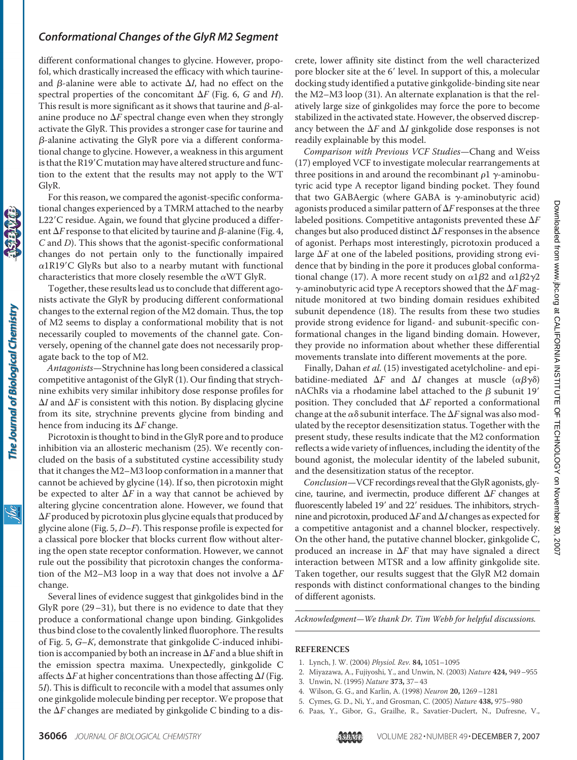different conformational changes to glycine. However, propofol, which drastically increased the efficacy with which taurine- and β-alanine were able to activate Δ*I*, had no effect on the spectral properties of the concomitant Δ*F* (Fig. 6, *G* and *H*). This result is more significant as it shows that taurine and β-alanine produce no Δ*F* spectral change even when they strongly activate the GlyR. This provides a stronger case for taurine and β-alanine activating the GlyR pore via a different conformational change to glycine. However, a weakness in this argument is that the R19′C mutation may have altered structure and function to the extent that the results may not apply to the WT GlyR.

For this reason, we compared the agonist-specific conformational changes experienced by a TMRM attached to the nearby L22′C residue. Again, we found that glycine produced a different Δ*F* response to that elicited by taurine and β-alanine (Fig. 4, *C* and *D*). This shows that the agonist-specific conformational changes do not pertain only to the functionally impaired α1R19′C GlyRs but also to a nearby mutant with functional characteristics that more closely resemble the αWT GlyR.

Together, these results lead us to conclude that different agonists activate the GlyR by producing different conformational changes to the external region of the M2 domain. Thus, the top of M2 seems to display a conformational mobility that is not necessarily coupled to movements of the channel gate. Conversely, opening of the channel gate does not necessarily propagate back to the top of M2.

*Antagonists*—Strychnine has long been considered a classical competitive antagonist of the GlyR (1). Our finding that strychnine exhibits very similar inhibitory dose response profiles for Δ*I* and Δ*F* is consistent with this notion. By displacing glycine from its site, strychnine prevents glycine from binding and hence from inducing its Δ*F* change.

Picrotoxin is thought to bind in the GlyR pore and to produce inhibition via an allosteric mechanism (25). We recently concluded on the basis of a substituted cystine accessibility study that it changes the M2–M3 loop conformation in a manner that cannot be achieved by glycine (14). If so, then picrotoxin might be expected to alter Δ*F* in a way that cannot be achieved by altering glycine concentration alone. However, we found that Δ*F* produced by picrotoxin plus glycine equals that produced by glycine alone (Fig. 5, *D*–*F*). This response profile is expected for a classical pore blocker that blocks current flow without altering the open state receptor conformation. However, we cannot rule out the possibility that picrotoxin changes the conformation of the M2–M3 loop in a way that does not involve a Δ*F* change.

Several lines of evidence suggest that ginkgolides bind in the GlyR pore (29–31), but there is no evidence to date that they produce a conformational change upon binding. Ginkgolides thus bind close to the covalently linked fluorophore. The results of Fig. 5, *G*–*K*, demonstrate that ginkgolide C-induced inhibition is accompanied by both an increase in Δ*F* and a blue shift in the emission spectra maxima. Unexpectedly, ginkgolide C affects Δ*F* at higher concentrations than those affecting Δ*I* (Fig. 5*I*). This is difficult to reconcile with a model that assumes only one ginkgolide molecule binding per receptor. We propose that the Δ*F* changes are mediated by ginkgolide C binding to a discrete, lower affinity site distinct from the well characterized pore blocker site at the 6′ level. In support of this, a molecular docking study identified a putative ginkgolide-binding site near the M2–M3 loop (31). An alternate explanation is that the relatively large size of ginkgolides may force the pore to become stabilized in the activated state. However, the observed discrepancy between the Δ*F* and Δ*I* ginkgolide dose responses is not readily explainable by this model.

*Comparison with Previous VCF Studies*—Chang and Weiss (17) employed VCF to investigate molecular rearrangements at three positions in and around the recombinant ρ1 γ-aminobutyric acid type A receptor ligand binding pocket. They found that two GABAergic (where GABA is γ-aminobutyric acid) agonists produced a similar pattern of Δ*F* responses at the three labeled positions. Competitive antagonists prevented these Δ*F* changes but also produced distinct Δ*F* responses in the absence of agonist. Perhaps most interestingly, picrotoxin produced a large Δ*F* at one of the labeled positions, providing strong evidence that by binding in the pore it produces global conformational change (17). A more recent study on α1β2 and α1β2γ2 γ-aminobutyric acid type A receptors showed that the Δ*F* magnitude monitored at two binding domain residues exhibited subunit dependence (18). The results from these two studies provide strong evidence for ligand- and subunit-specific conformational changes in the ligand binding domain. However, they provide no information about whether these differential movements translate into different movements at the pore.

Finally, Dahan *et al.* (15) investigated acetylcholine- and epibatidine-mediated Δ*F* and Δ*I* changes at muscle (αβγδ) nAChRs via a rhodamine label attached to the β subunit 19′ position. They concluded that Δ*F* reported a conformational change at the αδ subunit interface. The Δ*F* signal was also modulated by the receptor desensitization status. Together with the present study, these results indicate that the M2 conformation reflects a wide variety of influences, including the identity of the bound agonist, the molecular identity of the labeled subunit, and the desensitization status of the receptor.

*Conclusion*—VCF recordings reveal that the GlyR agonists, glycine, taurine, and ivermectin, produce different Δ*F* changes at fluorescently labeled 19′ and 22′ residues. The inhibitors, strychnine and picrotoxin, produced Δ*F* and Δ*I* changes as expected for a competitive antagonist and a channel blocker, respectively. On the other hand, the putative channel blocker, ginkgolide C, produced an increase in Δ*F* that may have signaled a direct interaction between MTSR and a low affinity ginkgolide site. Taken together, our results suggest that the GlyR M2 domain responds with distinct conformational changes to the binding of different agonists.

*Acknowledgment—We thank Dr. Tim Webb for helpful discussions.*

## REFERENCES

1. Lynch, J. W. (2004) *Physiol. Rev.* **84,** 1051–1095
2. Miyazawa, A., Fujiyoshi, Y., and Unwin, N. (2003) *Nature* **424,** 949–955
3. Unwin, N. (1995) *Nature* **373,** 37–43
4. Wilson, G. G., and Karlin, A. (1998) *Neuron* **20,** 1269–1281
5. Cymes, G. D., Ni, Y., and Grosman, C. (2005) *Nature* **438,** 975–980
6. Paas, Y., Gibor, G., Grailhe, R., Savatier-Duclert, N., Dufresne, V.,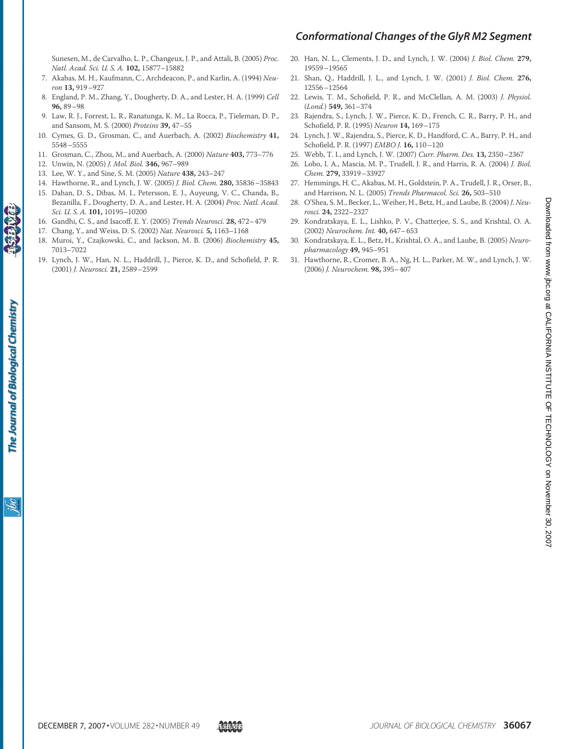Sunesen, M., de Carvalho, L. P., Changeux, J. P., and Attali, B. (2005) *Proc. Natl. Acad. Sci. U. S. A.* **102,** 15877–15882

7. Akabas, M. H., Kaufmann, C., Archdeacon, P., and Karlin, A. (1994) *Neuron* **13,** 919–927
8. England, P. M., Zhang, Y., Dougherty, D. A., and Lester, H. A. (1999) *Cell* **96,** 89–98
9. Law, R. J., Forrest, L. R., Ranatunga, K. M., La Rocca, P., Tieleman, D. P., and Sansom, M. S. (2000) *Proteins* **39,** 47–55
10. Cymes, G. D., Grosman, C., and Auerbach, A. (2002) *Biochemistry* **41,** 5548–5555
11. Grosman, C., Zhou, M., and Auerbach, A. (2000) *Nature* **403,** 773–776
12. Unwin, N. (2005) *J. Mol. Biol.* **346,** 967–989
13. Lee, W. Y., and Sine, S. M. (2005) *Nature* **438,** 243–247
14. Hawthorne, R., and Lynch, J. W. (2005) *J. Biol. Chem.* **280,** 35836–35843
15. Dahan, D. S., Dibas, M. I., Petersson, E. J., Auyeung, V. C., Chanda, B., Bezanilla, F., Dougherty, D. A., and Lester, H. A. (2004) *Proc. Natl. Acad. Sci. U. S. A.* **101,** 10195–10200
16. Gandhi, C. S., and Isacoff, E. Y. (2005) *Trends Neurosci.* **28,** 472–479
17. Chang, Y., and Weiss, D. S. (2002) *Nat. Neurosci.* **5,** 1163–1168
18. Muroi, Y., Czajkowski, C., and Jackson, M. B. (2006) *Biochemistry* **45,** 7013–7022
19. Lynch, J. W., Han, N. L., Haddrill, J., Pierce, K. D., and Schofield, P. R. (2001) *J. Neurosci.* **21,** 2589–2599
20. Han, N. L., Clements, J. D., and Lynch, J. W. (2004) *J. Biol. Chem.* **279,** 19559–19565
21. Shan, Q., Haddrill, J. L., and Lynch, J. W. (2001) *J. Biol. Chem.* **276,** 12556–12564
22. Lewis, T. M., Schofield, P. R., and McClellan, A. M. (2003) *J. Physiol. (Lond.)* **549,** 361–374
23. Rajendra, S., Lynch, J. W., Pierce, K. D., French, C. R., Barry, P. H., and Schofield, P. R. (1995) *Neuron* **14,** 169–175
24. Lynch, J. W., Rajendra, S., Pierce, K. D., Handford, C. A., Barry, P. H., and Schofield, P. R. (1997) *EMBO J.* **16,** 110–120
25. Webb, T. I., and Lynch, J. W. (2007) *Curr. Pharm. Des.* **13,** 2350–2367
26. Lobo, I. A., Mascia, M. P., Trudell, J. R., and Harris, R. A. (2004) *J. Biol. Chem.* **279,** 33919–33927
27. Hemmings, H. C., Akabas, M. H., Goldstein, P. A., Trudell, J. R., Orser, B., and Harrison, N. L. (2005) *Trends Pharmacol. Sci.* **26,** 503–510
28. O'Shea, S. M., Becker, L., Weiher, H., Betz, H., and Laube, B. (2004) *J. Neurosci.* **24,** 2322–2327
29. Kondratskaya, E. L., Lishko, P. V., Chatterjee, S. S., and Krishtal, O. A. (2002) *Neurochem. Int.* **40,** 647–653
30. Kondratskaya, E. L., Betz, H., Krishtal, O. A., and Laube, B. (2005) *Neuropharmacology* **49,** 945–951
31. Hawthorne, R., Cromer, B. A., Ng, H. L., Parker, M. W., and Lynch, J. W. (2006) *J. Neurochem.* **98,** 395–407